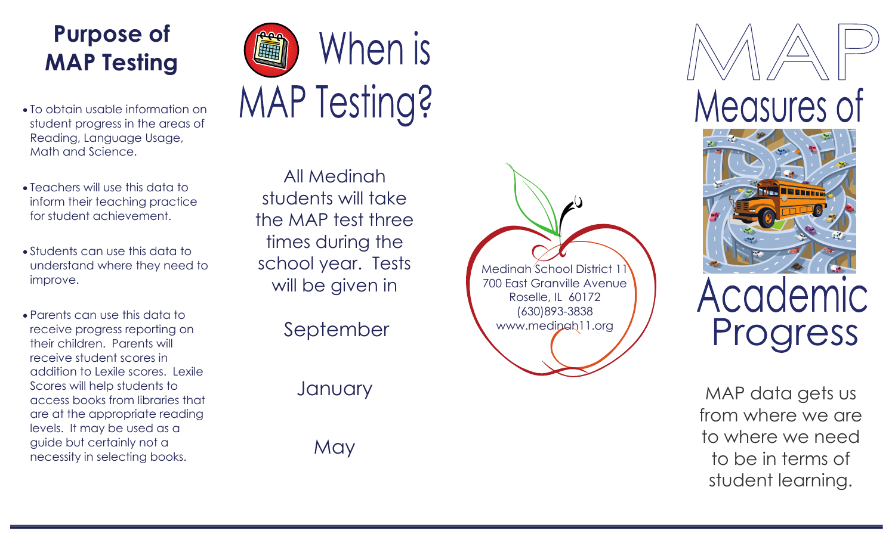## Purpose of MAP Testing

- To obtain usable information on student progress in the areas of Reading, Language Usage, Math and Science.
- Teachers will use this data to inform their teaching practice for student achievement.
- Students can use this data to understand where they need to improve.
- Parents can use this data to receive progress reporting on their children. Parents will receive student scores in addition to Lexile scores. Lexile Scores will help students to access books from libraries that are at the appropriate reading levels. It may be used as a guide but certainly not a necessity in selecting books.

## When is MAP Testing?

All Medinah students will take the MAP test three times during the school year. Tests will be given in

September

January

May

Medinah School District 11
700 East Granville Avenue
Roselle, IL 60172
(630)893-3838
www.medinah11.org

# MAP

## Measures of Academic Progress

MAP data gets us from where we are to where we need to be in terms of student learning.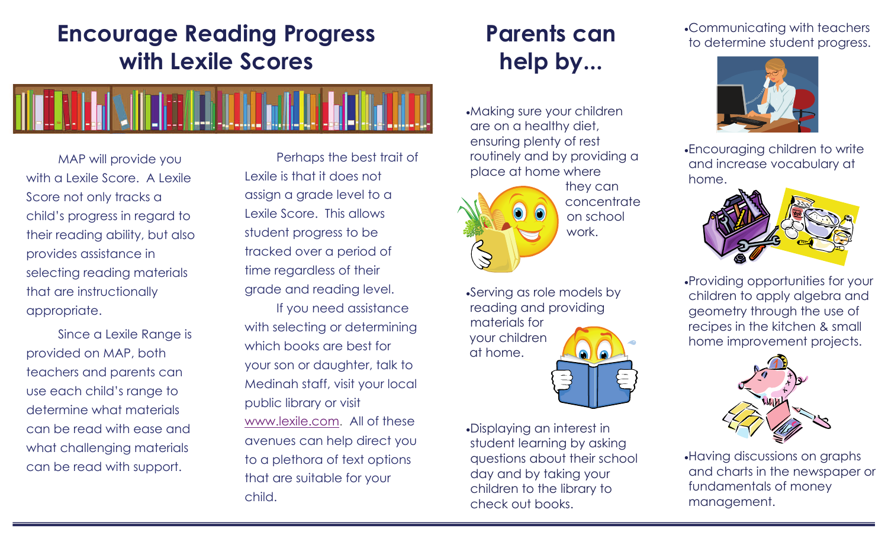# Encourage Reading Progress with Lexile Scores

MAP will provide you with a Lexile Score. A Lexile Score not only tracks a child's progress in regard to their reading ability, but also provides assistance in selecting reading materials that are instructionally appropriate.

Since a Lexile Range is provided on MAP, both teachers and parents can use each child's range to determine what materials can be read with ease and what challenging materials can be read with support.

Perhaps the best trait of Lexile is that it does not assign a grade level to a Lexile Score. This allows student progress to be tracked over a period of time regardless of their grade and reading level.

If you need assistance with selecting or determining which books are best for your son or daughter, talk to Medinah staff, visit your local public library or visit www.lexile.com. All of these avenues can help direct you to a plethora of text options that are suitable for your child.

# Parents can help by...

- Making sure your children are on a healthy diet, ensuring plenty of rest routinely and by providing a place at home where they can concentrate on school work.
- Serving as role models by reading and providing materials for your children at home.
- Displaying an interest in student learning by asking questions about their school day and by taking your children to the library to check out books.
- Communicating with teachers to determine student progress.
- Encouraging children to write and increase vocabulary at home.
- Providing opportunities for your children to apply algebra and geometry through the use of recipes in the kitchen & small home improvement projects.
- Having discussions on graphs and charts in the newspaper or fundamentals of money management.